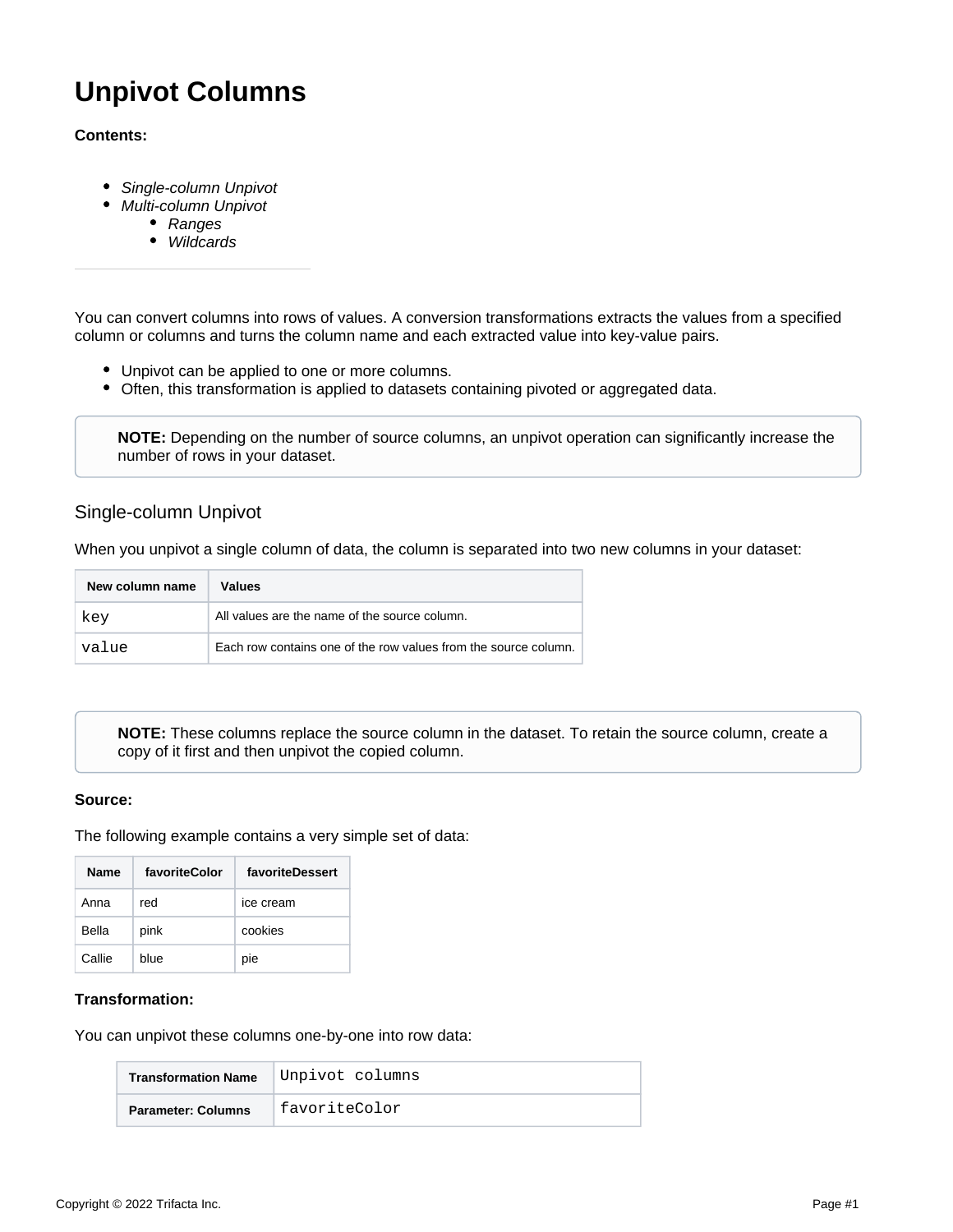# Unpivot Columns

**Contents:**

- *Single-column Unpivot*
- *Multi-column Unpivot*
    - *Ranges*
    - *Wildcards*

---

You can convert columns into rows of values. A conversion transformations extracts the values from a specified column or columns and turns the column name and each extracted value into key-value pairs.

- Unpivot can be applied to one or more columns.
- Often, this transformation is applied to datasets containing pivoted or aggregated data.

> **NOTE:** Depending on the number of source columns, an unpivot operation can significantly increase the number of rows in your dataset.

## Single-column Unpivot

When you unpivot a single column of data, the column is separated into two new columns in your dataset:

| New column name | Values |
| --- | --- |
| `key` | All values are the name of the source column. |
| `value` | Each row contains one of the row values from the source column. |

> **NOTE:** These columns replace the source column in the dataset. To retain the source column, create a copy of it first and then unpivot the copied column.

**Source:**

The following example contains a very simple set of data:

| Name | favoriteColor | favoriteDessert |
| --- | --- | --- |
| Anna | red | ice cream |
| Bella | pink | cookies |
| Callie | blue | pie |

**Transformation:**

You can unpivot these columns one-by-one into row data:

| Transformation Name | `Unpivot columns` |
| --- | --- |
| **Parameter: Columns** | `favoriteColor` |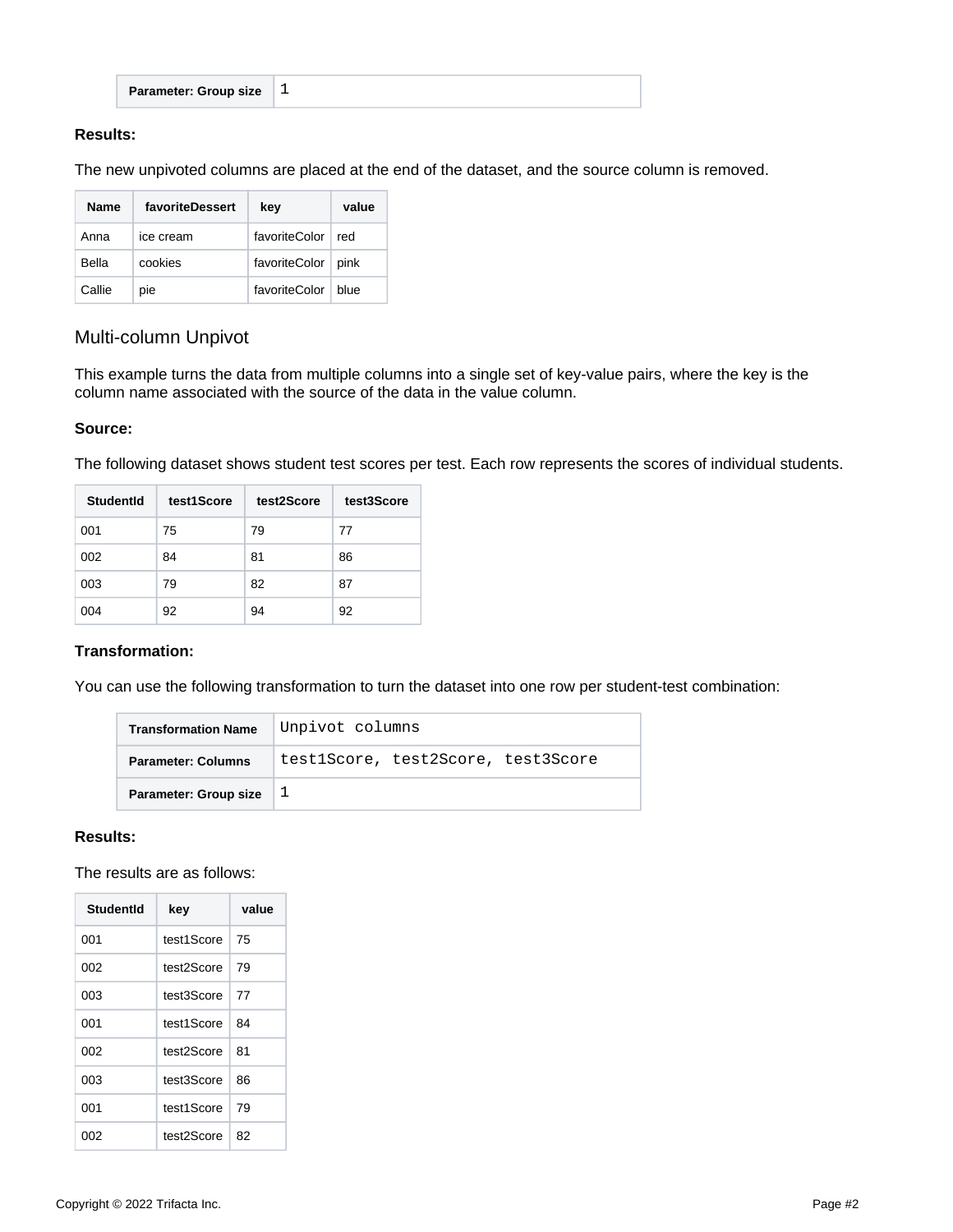| Parameter: Group size | 1 |
|---|---|

**Results:**

The new unpivoted columns are placed at the end of the dataset, and the source column is removed.

| Name | favoriteDessert | key | value |
|---|---|---|---|
| Anna | ice cream | favoriteColor | red |
| Bella | cookies | favoriteColor | pink |
| Callie | pie | favoriteColor | blue |

## Multi-column Unpivot

This example turns the data from multiple columns into a single set of key-value pairs, where the key is the column name associated with the source of the data in the value column.

**Source:**

The following dataset shows student test scores per test. Each row represents the scores of individual students.

| StudentId | test1Score | test2Score | test3Score |
|---|---|---|---|
| 001 | 75 | 79 | 77 |
| 002 | 84 | 81 | 86 |
| 003 | 79 | 82 | 87 |
| 004 | 92 | 94 | 92 |

**Transformation:**

You can use the following transformation to turn the dataset into one row per student-test combination:

| Transformation Name | `Unpivot columns` |
|---|---|
| Parameter: Columns | `test1Score, test2Score, test3Score` |
| Parameter: Group size | `1` |

**Results:**

The results are as follows:

| StudentId | key | value |
|---|---|---|
| 001 | test1Score | 75 |
| 002 | test2Score | 79 |
| 003 | test3Score | 77 |
| 001 | test1Score | 84 |
| 002 | test2Score | 81 |
| 003 | test3Score | 86 |
| 001 | test1Score | 79 |
| 002 | test2Score | 82 |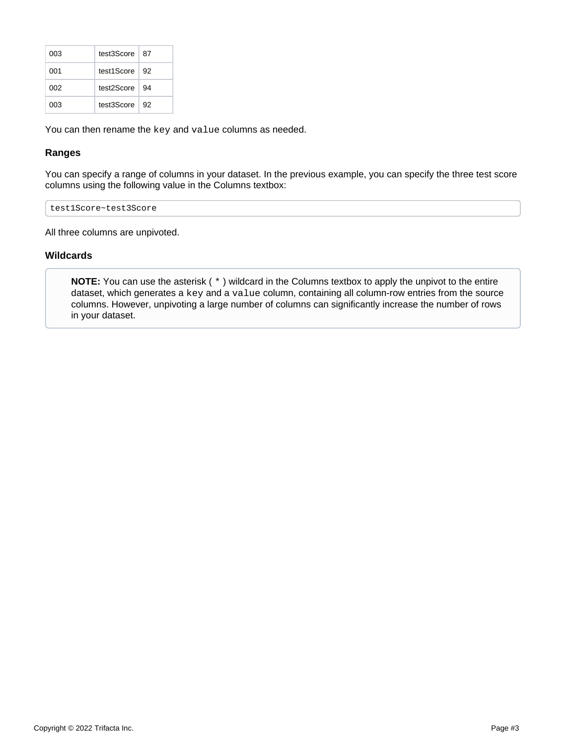| | | |
|---|---|---|
| 003 | test3Score | 87 |
| 001 | test1Score | 92 |
| 002 | test2Score | 94 |
| 003 | test3Score | 92 |

You can then rename the `key` and `value` columns as needed.

### Ranges

You can specify a range of columns in your dataset. In the previous example, you can specify the three test score columns using the following value in the Columns textbox:

```
test1Score~test3Score
```

All three columns are unpivoted.

### Wildcards

> **NOTE:** You can use the asterisk ( `*` ) wildcard in the Columns textbox to apply the unpivot to the entire dataset, which generates a `key` and a `value` column, containing all column-row entries from the source columns. However, unpivoting a large number of columns can significantly increase the number of rows in your dataset.